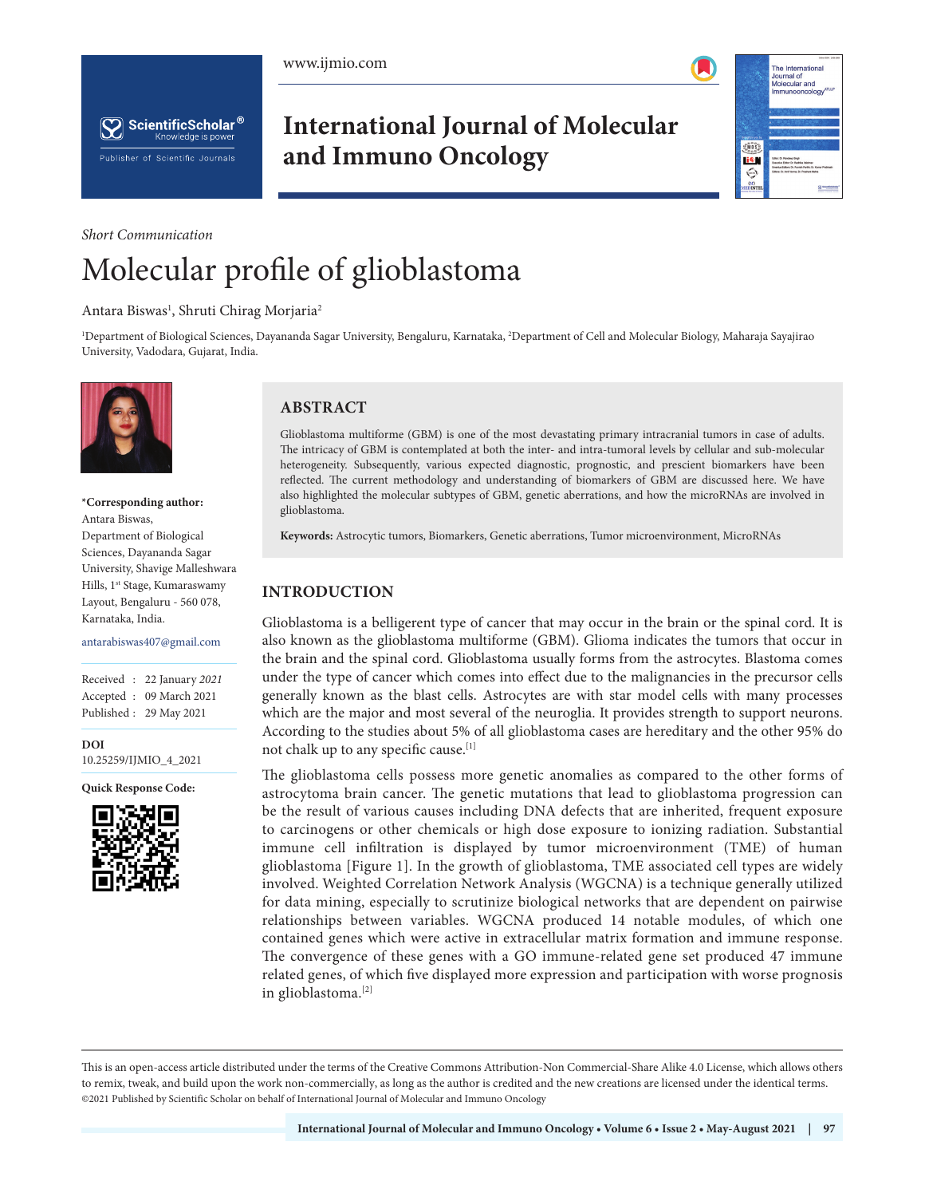*Short Communication*

# Molecular profile of glioblastoma

Antara Biswas[1], Shruti Chirag Morjaria[2]

[1]Department of Biological Sciences, Dayananda Sagar University, Bengaluru, Karnataka, [2]Department of Cell and Molecular Biology, Maharaja Sayajirao University, Vadodara, Gujarat, India.

**\*Corresponding author:**
Antara Biswas,
Department of Biological Sciences, Dayananda Sagar University, Shavige Malleshwara Hills, 1st Stage, Kumaraswamy Layout, Bengaluru - 560 078, Karnataka, India.

antarabiswas407@gmail.com

Received : 22 January *2021*
Accepted : 09 March 2021
Published : 29 May 2021

**DOI**
10.25259/IJMIO_4_2021

**Quick Response Code:**

## ABSTRACT

Glioblastoma multiforme (GBM) is one of the most devastating primary intracranial tumors in case of adults. The intricacy of GBM is contemplated at both the inter- and intra-tumoral levels by cellular and sub-molecular heterogeneity. Subsequently, various expected diagnostic, prognostic, and prescient biomarkers have been reflected. The current methodology and understanding of biomarkers of GBM are discussed here. We have also highlighted the molecular subtypes of GBM, genetic aberrations, and how the microRNAs are involved in glioblastoma.

**Keywords:** Astrocytic tumors, Biomarkers, Genetic aberrations, Tumor microenvironment, MicroRNAs

## INTRODUCTION

Glioblastoma is a belligerent type of cancer that may occur in the brain or the spinal cord. It is also known as the glioblastoma multiforme (GBM). Glioma indicates the tumors that occur in the brain and the spinal cord. Glioblastoma usually forms from the astrocytes. Blastoma comes under the type of cancer which comes into effect due to the malignancies in the precursor cells generally known as the blast cells. Astrocytes are with star model cells with many processes which are the major and most several of the neuroglia. It provides strength to support neurons. According to the studies about 5% of all glioblastoma cases are hereditary and the other 95% do not chalk up to any specific cause.[1]

The glioblastoma cells possess more genetic anomalies as compared to the other forms of astrocytoma brain cancer. The genetic mutations that lead to glioblastoma progression can be the result of various causes including DNA defects that are inherited, frequent exposure to carcinogens or other chemicals or high dose exposure to ionizing radiation. Substantial immune cell infiltration is displayed by tumor microenvironment (TME) of human glioblastoma [Figure 1]. In the growth of glioblastoma, TME associated cell types are widely involved. Weighted Correlation Network Analysis (WGCNA) is a technique generally utilized for data mining, especially to scrutinize biological networks that are dependent on pairwise relationships between variables. WGCNA produced 14 notable modules, of which one contained genes which were active in extracellular matrix formation and immune response. The convergence of these genes with a GO immune-related gene set produced 47 immune related genes, of which five displayed more expression and participation with worse prognosis in glioblastoma.[2]

This is an open-access article distributed under the terms of the Creative Commons Attribution-Non Commercial-Share Alike 4.0 License, which allows others to remix, tweak, and build upon the work non-commercially, as long as the author is credited and the new creations are licensed under the identical terms.
©2021 Published by Scientific Scholar on behalf of International Journal of Molecular and Immuno Oncology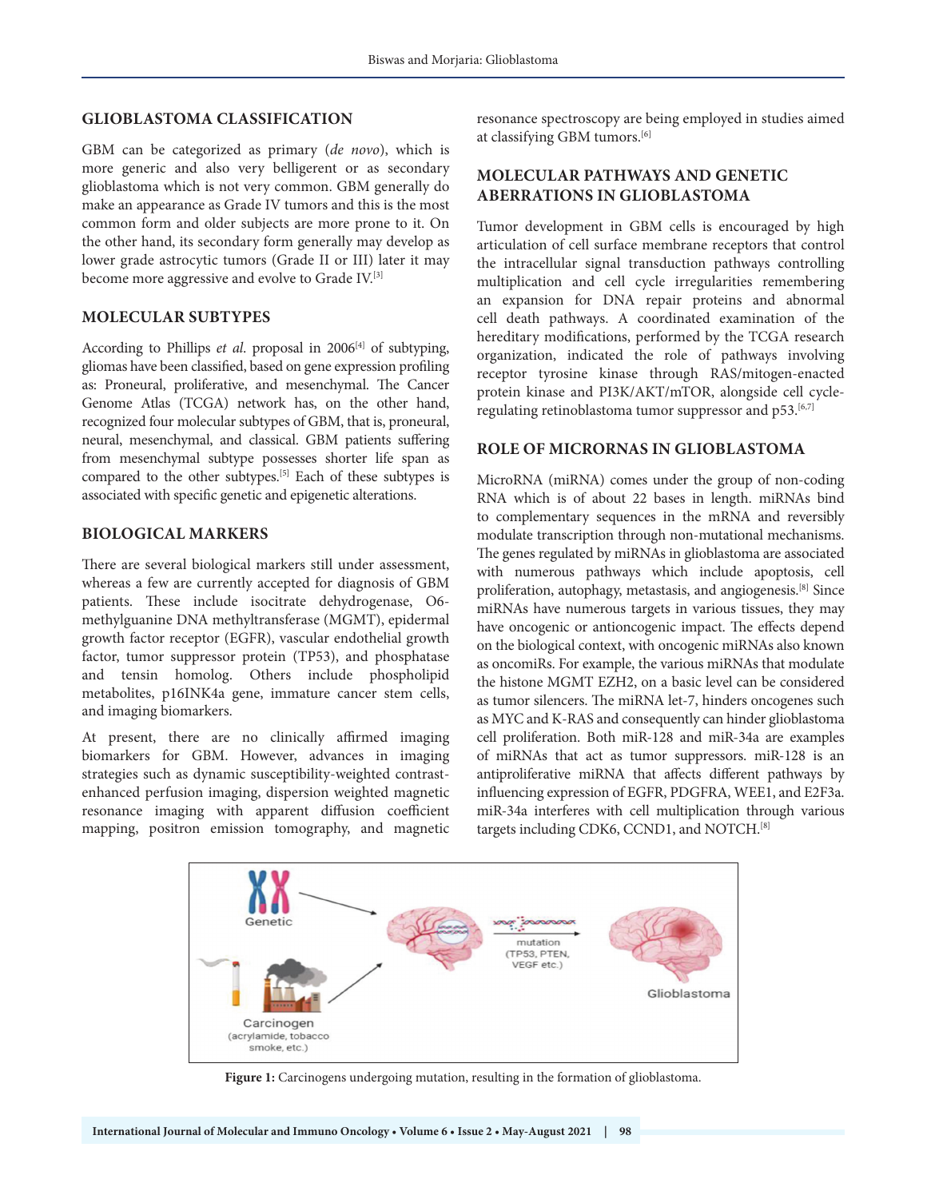## GLIOBLASTOMA CLASSIFICATION

GBM can be categorized as primary (*de novo*), which is more generic and also very belligerent or as secondary glioblastoma which is not very common. GBM generally do make an appearance as Grade IV tumors and this is the most common form and older subjects are more prone to it. On the other hand, its secondary form generally may develop as lower grade astrocytic tumors (Grade II or III) later it may become more aggressive and evolve to Grade IV.[3]

## MOLECULAR SUBTYPES

According to Phillips *et al*. proposal in 2006[4] of subtyping, gliomas have been classified, based on gene expression profiling as: Proneural, proliferative, and mesenchymal. The Cancer Genome Atlas (TCGA) network has, on the other hand, recognized four molecular subtypes of GBM, that is, proneural, neural, mesenchymal, and classical. GBM patients suffering from mesenchymal subtype possesses shorter life span as compared to the other subtypes.[5] Each of these subtypes is associated with specific genetic and epigenetic alterations.

## BIOLOGICAL MARKERS

There are several biological markers still under assessment, whereas a few are currently accepted for diagnosis of GBM patients. These include isocitrate dehydrogenase, O6-methylguanine DNA methyltransferase (MGMT), epidermal growth factor receptor (EGFR), vascular endothelial growth factor, tumor suppressor protein (TP53), and phosphatase and tensin homolog. Others include phospholipid metabolites, p16INK4a gene, immature cancer stem cells, and imaging biomarkers.

At present, there are no clinically affirmed imaging biomarkers for GBM. However, advances in imaging strategies such as dynamic susceptibility-weighted contrast-enhanced perfusion imaging, dispersion weighted magnetic resonance imaging with apparent diffusion coefficient mapping, positron emission tomography, and magnetic resonance spectroscopy are being employed in studies aimed at classifying GBM tumors.[6]

## MOLECULAR PATHWAYS AND GENETIC ABERRATIONS IN GLIOBLASTOMA

Tumor development in GBM cells is encouraged by high articulation of cell surface membrane receptors that control the intracellular signal transduction pathways controlling multiplication and cell cycle irregularities remembering an expansion for DNA repair proteins and abnormal cell death pathways. A coordinated examination of the hereditary modifications, performed by the TCGA research organization, indicated the role of pathways involving receptor tyrosine kinase through RAS/mitogen-enacted protein kinase and PI3K/AKT/mTOR, alongside cell cycle-regulating retinoblastoma tumor suppressor and p53.[6,7]

## ROLE OF MICRORNAS IN GLIOBLASTOMA

MicroRNA (miRNA) comes under the group of non-coding RNA which is of about 22 bases in length. miRNAs bind to complementary sequences in the mRNA and reversibly modulate transcription through non-mutational mechanisms. The genes regulated by miRNAs in glioblastoma are associated with numerous pathways which include apoptosis, cell proliferation, autophagy, metastasis, and angiogenesis.[8] Since miRNAs have numerous targets in various tissues, they may have oncogenic or antioncogenic impact. The effects depend on the biological context, with oncogenic miRNAs also known as oncomiRs. For example, the various miRNAs that modulate the histone MGMT EZH2, on a basic level can be considered as tumor silencers. The miRNA let-7, hinders oncogenes such as MYC and K-RAS and consequently can hinder glioblastoma cell proliferation. Both miR-128 and miR-34a are examples of miRNAs that act as tumor suppressors. miR-128 is an antiproliferative miRNA that affects different pathways by influencing expression of EGFR, PDGFRA, WEE1, and E2F3a. miR-34a interferes with cell multiplication through various targets including CDK6, CCND1, and NOTCH.[8]

**Figure 1:** Carcinogens undergoing mutation, resulting in the formation of glioblastoma.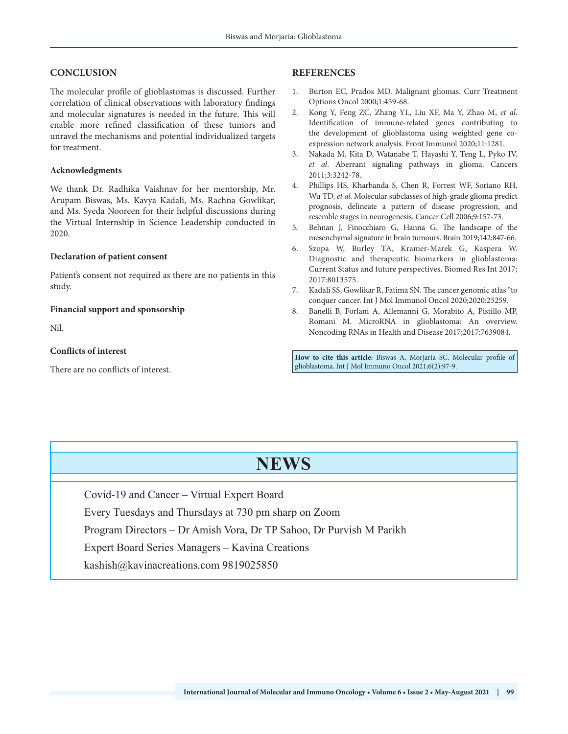## CONCLUSION

The molecular profile of glioblastomas is discussed. Further correlation of clinical observations with laboratory findings and molecular signatures is needed in the future. This will enable more refined classification of these tumors and unravel the mechanisms and potential individualized targets for treatment.

### Acknowledgments

We thank Dr. Radhika Vaishnav for her mentorship, Mr. Arupam Biswas, Ms. Kavya Kadali, Ms. Rachna Gowlikar, and Ms. Syeda Nooreen for their helpful discussions during the Virtual Internship in Science Leadership conducted in 2020.

### Declaration of patient consent

Patient's consent not required as there are no patients in this study.

### Financial support and sponsorship

Nil.

### Conflicts of interest

There are no conflicts of interest.

## REFERENCES

1. Burton EC, Prados MD. Malignant gliomas. Curr Treatment Options Oncol 2000;1:459-68.
2. Kong Y, Feng ZC, Zhang YL, Liu XF, Ma Y, Zhao M, *et al*. Identification of immune-related genes contributing to the development of glioblastoma using weighted gene co-expression network analysis. Front Immunol 2020;11:1281.
3. Nakada M, Kita D, Watanabe T, Hayashi Y, Teng L, Pyko IV, *et al*. Aberrant signaling pathways in glioma. Cancers 2011;3:3242-78.
4. Phillips HS, Kharbanda S, Chen R, Forrest WF, Soriano RH, Wu TD, *et al*. Molecular subclasses of high-grade glioma predict prognosis, delineate a pattern of disease progression, and resemble stages in neurogenesis. Cancer Cell 2006;9:157-73.
5. Behnan J, Finocchiaro G, Hanna G. The landscape of the mesenchymal signature in brain tumours. Brain 2019;142:847-66.
6. Szopa W, Burley TA, Kramer-Marek G, Kaspera W. Diagnostic and therapeutic biomarkers in glioblastoma: Current Status and future perspectives. Biomed Res Int 2017; 2017:8013575.
7. Kadali SS, Gowlikar R, Fatima SN. The cancer genomic atlas "to conquer cancer. Int J Mol Immunol Oncol 2020;2020:25259.
8. Banelli B, Forlani A, Allemanni G, Morabito A, Pistillo MP, Romani M. MicroRNA in glioblastoma: An overview. Noncoding RNAs in Health and Disease 2017;2017:7639084.

**How to cite this article:** Biswas A, Morjaria SC. Molecular profile of glioblastoma. Int J Mol Immuno Oncol 2021;6(2):97-9.

## NEWS

Covid-19 and Cancer – Virtual Expert Board

Every Tuesdays and Thursdays at 730 pm sharp on Zoom

Program Directors – Dr Amish Vora, Dr TP Sahoo, Dr Purvish M Parikh

Expert Board Series Managers – Kavina Creations

kashish@kavinacreations.com 9819025850